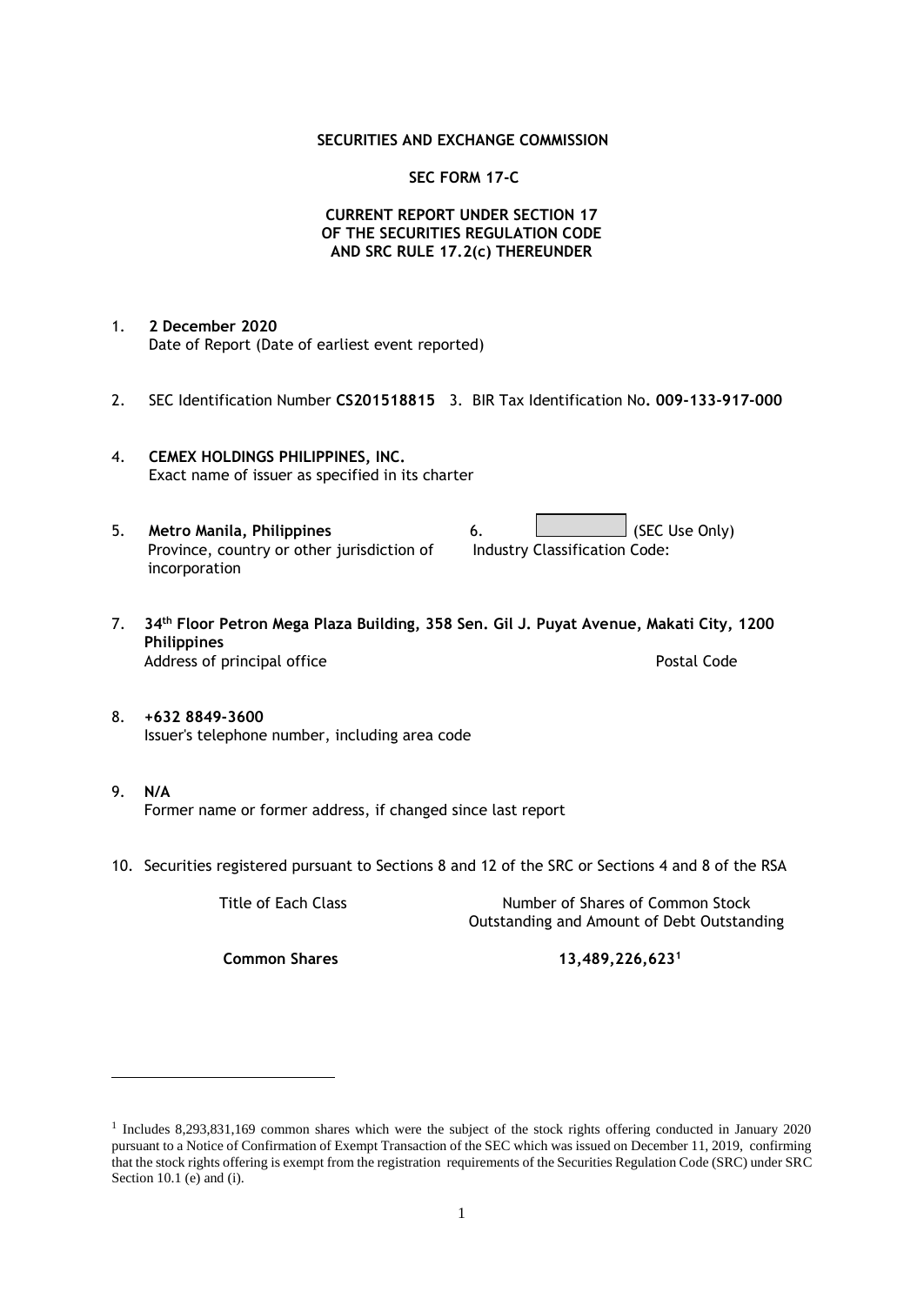**SECURITIES AND EXCHANGE COMMISSION**

**SEC FORM 17-C**

**CURRENT REPORT UNDER SECTION 17**
**OF THE SECURITIES REGULATION CODE**
**AND SRC RULE 17.2(c) THEREUNDER**

1. **2 December 2020**
   Date of Report (Date of earliest event reported)

2. SEC Identification Number **CS201518815** 3. BIR Tax Identification No**. 009-133-917-000**

4. **CEMEX HOLDINGS PHILIPPINES, INC.**
   Exact name of issuer as specified in its charter

5. **Metro Manila, Philippines**
   Province, country or other jurisdiction of incorporation

6. (SEC Use Only)
   Industry Classification Code:

7. **34th Floor Petron Mega Plaza Building, 358 Sen. Gil J. Puyat Avenue, Makati City, 1200 Philippines**
   Address of principal office — Postal Code

8. **+632 8849-3600**
   Issuer's telephone number, including area code

9. **N/A**
   Former name or former address, if changed since last report

10. Securities registered pursuant to Sections 8 and 12 of the SRC or Sections 4 and 8 of the RSA

| Title of Each Class | Number of Shares of Common Stock Outstanding and Amount of Debt Outstanding |
|---|---|
| **Common Shares** | **13,489,226,623[1]** |

---

[1] Includes 8,293,831,169 common shares which were the subject of the stock rights offering conducted in January 2020 pursuant to a Notice of Confirmation of Exempt Transaction of the SEC which was issued on December 11, 2019, confirming that the stock rights offering is exempt from the registration requirements of the Securities Regulation Code (SRC) under SRC Section 10.1 (e) and (i).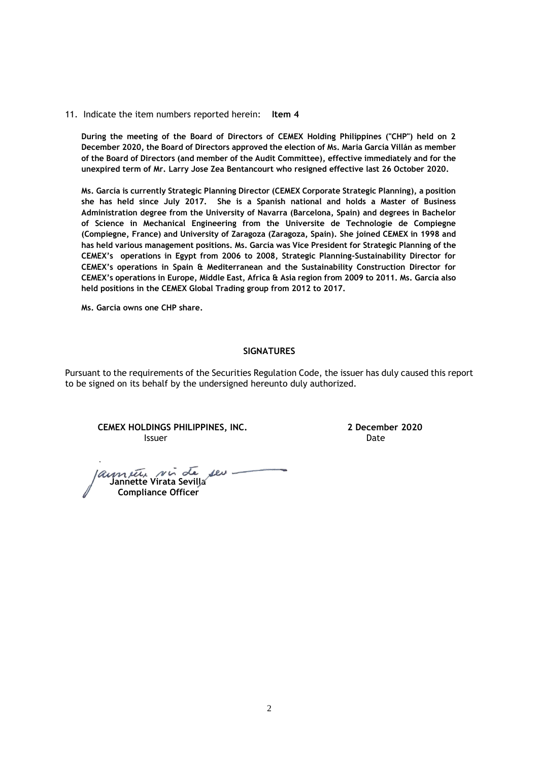11. Indicate the item numbers reported herein: **Item 4**

**During the meeting of the Board of Directors of CEMEX Holding Philippines ("CHP") held on 2 December 2020, the Board of Directors approved the election of Ms. Maria García Villán as member of the Board of Directors (and member of the Audit Committee), effective immediately and for the unexpired term of Mr. Larry Jose Zea Bentancourt who resigned effective last 26 October 2020.**

**Ms. García is currently Strategic Planning Director (CEMEX Corporate Strategic Planning), a position she has held since July 2017. She is a Spanish national and holds a Master of Business Administration degree from the University of Navarra (Barcelona, Spain) and degrees in Bachelor of Science in Mechanical Engineering from the Universite de Technologie de Compiegne (Compiegne, France) and University of Zaragoza (Zaragoza, Spain). She joined CEMEX in 1998 and has held various management positions. Ms. García was Vice President for Strategic Planning of the CEMEX's operations in Egypt from 2006 to 2008, Strategic Planning-Sustainability Director for CEMEX's operations in Spain & Mediterranean and the Sustainability Construction Director for CEMEX's operations in Europe, Middle East, Africa & Asia region from 2009 to 2011. Ms. García also held positions in the CEMEX Global Trading group from 2012 to 2017.**

**Ms. Garcia owns one CHP share.**

## SIGNATURES

Pursuant to the requirements of the Securities Regulation Code, the issuer has duly caused this report to be signed on its behalf by the undersigned hereunto duly authorized.

**CEMEX HOLDINGS PHILIPPINES, INC.**
Issuer

**2 December 2020**
Date

**Jannette Virata Sevilla**
**Compliance Officer**